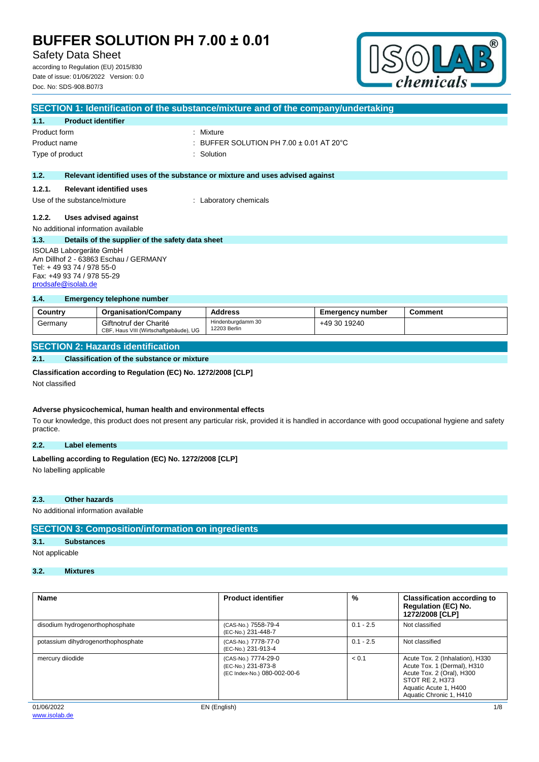# BUFFER SOLUTION PH 7.00 ± 0.01

Safety Data Sheet

according to Regulation (EU) 2015/830
Date of issue: 01/06/2022 Version: 0.0
Doc. No: SDS-908.B07/3

## SECTION 1: Identification of the substance/mixture and of the company/undertaking

### 1.1. Product identifier

Product form : Mixture
Product name : BUFFER SOLUTION PH 7.00 ± 0.01 AT 20°C
Type of product : Solution

### 1.2. Relevant identified uses of the substance or mixture and uses advised against

#### 1.2.1. Relevant identified uses

Use of the substance/mixture : Laboratory chemicals

#### 1.2.2. Uses advised against

No additional information available

### 1.3. Details of the supplier of the safety data sheet

ISOLAB Laborgeräte GmbH
Am Dillhof 2 - 63863 Eschau / GERMANY
Tel: + 49 93 74 / 978 55-0
Fax: +49 93 74 / 978 55-29
prodsafe@isolab.de

### 1.4. Emergency telephone number

| Country | Organisation/Company | Address | Emergency number | Comment |
|---|---|---|---|---|
| Germany | Giftnotruf der Charité<br>CBF, Haus VIII (Wirtschaftgebäude), UG | Hindenburgdamm 30<br>12203 Berlin | +49 30 19240 | |

## SECTION 2: Hazards identification

### 2.1. Classification of the substance or mixture

**Classification according to Regulation (EC) No. 1272/2008 [CLP]**

Not classified

**Adverse physicochemical, human health and environmental effects**

To our knowledge, this product does not present any particular risk, provided it is handled in accordance with good occupational hygiene and safety practice.

### 2.2. Label elements

**Labelling according to Regulation (EC) No. 1272/2008 [CLP]**

No labelling applicable

### 2.3. Other hazards

No additional information available

## SECTION 3: Composition/information on ingredients

### 3.1. Substances

Not applicable

### 3.2. Mixtures

| Name | Product identifier | % | Classification according to Regulation (EC) No. 1272/2008 [CLP] |
|---|---|---|---|
| disodium hydrogenorthophosphate | (CAS-No.) 7558-79-4<br>(EC-No.) 231-448-7 | 0.1 - 2.5 | Not classified |
| potassium dihydrogenorthophosphate | (CAS-No.) 7778-77-0<br>(EC-No.) 231-913-4 | 0.1 - 2.5 | Not classified |
| mercury diiodide | (CAS-No.) 7774-29-0<br>(EC-No.) 231-873-8<br>(EC Index-No.) 080-002-00-6 | < 0.1 | Acute Tox. 2 (Inhalation), H330<br>Acute Tox. 1 (Dermal), H310<br>Acute Tox. 2 (Oral), H300<br>STOT RE 2, H373<br>Aquatic Acute 1, H400<br>Aquatic Chronic 1, H410 |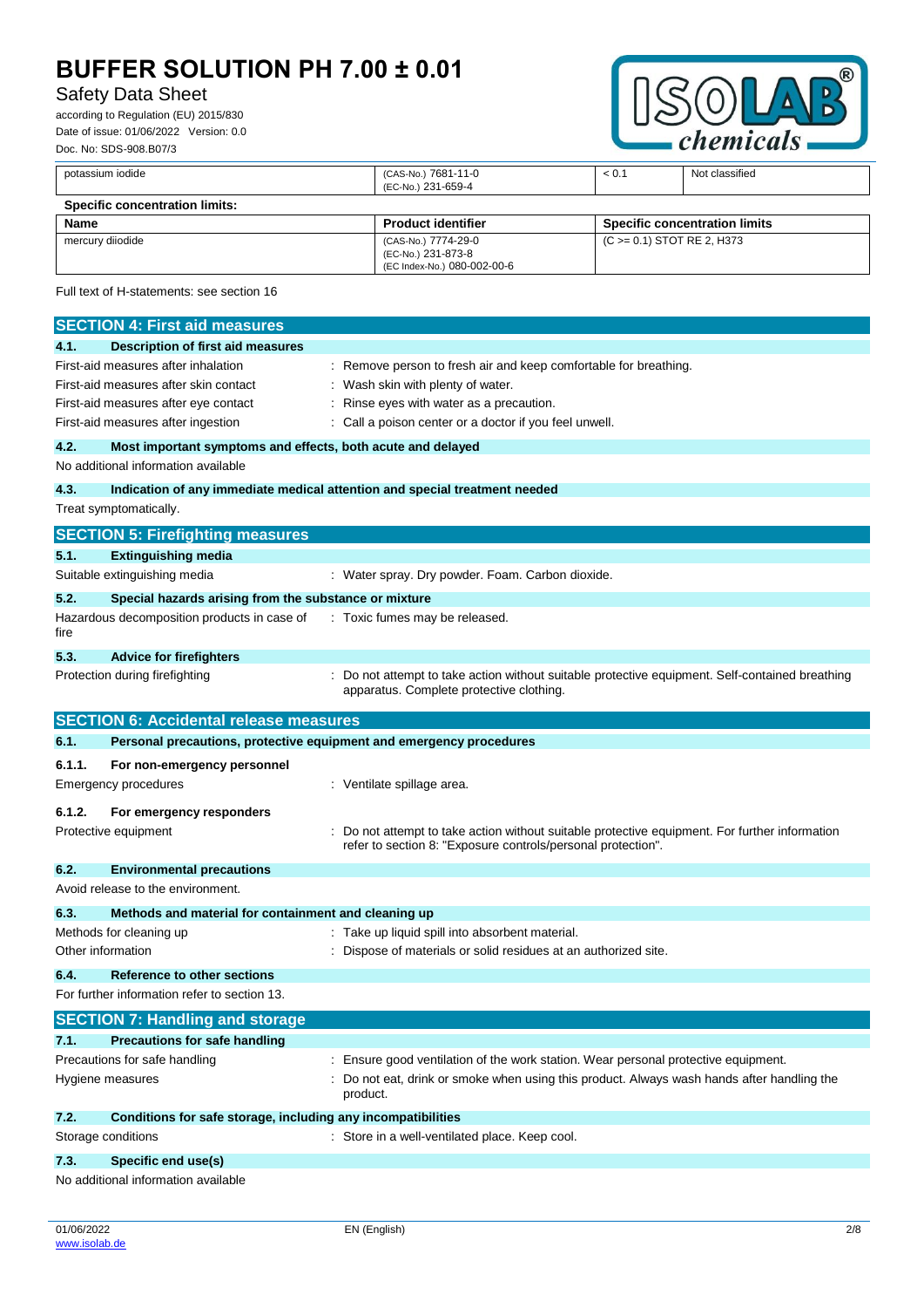| potassium iodide | (CAS-No.) 7681-11-0<br>(EC-No.) 231-659-4 | < 0.1 | Not classified |
|---|---|---|---|

**Specific concentration limits:**

| Name | Product identifier | Specific concentration limits |
|---|---|---|
| mercury diiodide | (CAS-No.) 7774-29-0<br>(EC-No.) 231-873-8<br>(EC Index-No.) 080-002-00-6 | (C >= 0.1) STOT RE 2, H373 |

Full text of H-statements: see section 16

## SECTION 4: First aid measures

### 4.1. Description of first aid measures

First-aid measures after inhalation : Remove person to fresh air and keep comfortable for breathing.
First-aid measures after skin contact : Wash skin with plenty of water.
First-aid measures after eye contact : Rinse eyes with water as a precaution.
First-aid measures after ingestion : Call a poison center or a doctor if you feel unwell.

### 4.2. Most important symptoms and effects, both acute and delayed

No additional information available

### 4.3. Indication of any immediate medical attention and special treatment needed

Treat symptomatically.

## SECTION 5: Firefighting measures

### 5.1. Extinguishing media

Suitable extinguishing media : Water spray. Dry powder. Foam. Carbon dioxide.

### 5.2. Special hazards arising from the substance or mixture

Hazardous decomposition products in case of fire : Toxic fumes may be released.

### 5.3. Advice for firefighters

Protection during firefighting : Do not attempt to take action without suitable protective equipment. Self-contained breathing apparatus. Complete protective clothing.

## SECTION 6: Accidental release measures

### 6.1. Personal precautions, protective equipment and emergency procedures

#### 6.1.1. For non-emergency personnel

Emergency procedures : Ventilate spillage area.

#### 6.1.2. For emergency responders

Protective equipment : Do not attempt to take action without suitable protective equipment. For further information refer to section 8: "Exposure controls/personal protection".

### 6.2. Environmental precautions

Avoid release to the environment.

### 6.3. Methods and material for containment and cleaning up

Methods for cleaning up : Take up liquid spill into absorbent material.
Other information : Dispose of materials or solid residues at an authorized site.

### 6.4. Reference to other sections

For further information refer to section 13.

## SECTION 7: Handling and storage

### 7.1. Precautions for safe handling

Precautions for safe handling : Ensure good ventilation of the work station. Wear personal protective equipment.
Hygiene measures : Do not eat, drink or smoke when using this product. Always wash hands after handling the product.

### 7.2. Conditions for safe storage, including any incompatibilities

Storage conditions : Store in a well-ventilated place. Keep cool.

### 7.3. Specific end use(s)

No additional information available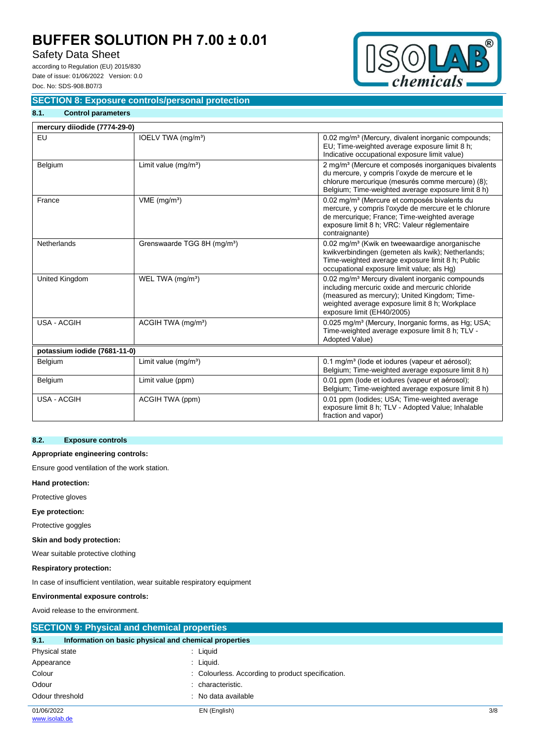## SECTION 8: Exposure controls/personal protection

### 8.1. Control parameters

| mercury diiodide (7774-29-0) | | |
|---|---|---|
| EU | IOELV TWA (mg/m³) | 0.02 mg/m³ (Mercury, divalent inorganic compounds; EU; Time-weighted average exposure limit 8 h; Indicative occupational exposure limit value) |
| Belgium | Limit value (mg/m³) | 2 mg/m³ (Mercure et composés inorganiques bivalents du mercure, y compris l'oxyde de mercure et le chlorure mercurique (mesurés comme mercure) (8); Belgium; Time-weighted average exposure limit 8 h) |
| France | VME (mg/m³) | 0.02 mg/m³ (Mercure et composés bivalents du mercure, y compris l'oxyde de mercure et le chlorure de mercurique; France; Time-weighted average exposure limit 8 h; VRC: Valeur réglementaire contraignante) |
| Netherlands | Grenswaarde TGG 8H (mg/m³) | 0.02 mg/m³ (Kwik en tweewaardige anorganische kwikverbindingen (gemeten als kwik); Netherlands; Time-weighted average exposure limit 8 h; Public occupational exposure limit value; als Hg) |
| United Kingdom | WEL TWA (mg/m³) | 0.02 mg/m³ Mercury divalent inorganic compounds including mercuric oxide and mercuric chloride (measured as mercury); United Kingdom; Time-weighted average exposure limit 8 h; Workplace exposure limit (EH40/2005) |
| USA - ACGIH | ACGIH TWA (mg/m³) | 0.025 mg/m³ (Mercury, Inorganic forms, as Hg; USA; Time-weighted average exposure limit 8 h; TLV - Adopted Value) |
| **potassium iodide (7681-11-0)** | | |
| Belgium | Limit value (mg/m³) | 0.1 mg/m³ (Iode et iodures (vapeur et aérosol); Belgium; Time-weighted average exposure limit 8 h) |
| Belgium | Limit value (ppm) | 0.01 ppm (Iode et iodures (vapeur et aérosol); Belgium; Time-weighted average exposure limit 8 h) |
| USA - ACGIH | ACGIH TWA (ppm) | 0.01 ppm (Iodides; USA; Time-weighted average exposure limit 8 h; TLV - Adopted Value; Inhalable fraction and vapor) |

### 8.2. Exposure controls

**Appropriate engineering controls:**

Ensure good ventilation of the work station.

**Hand protection:**

Protective gloves

**Eye protection:**

Protective goggles

**Skin and body protection:**

Wear suitable protective clothing

**Respiratory protection:**

In case of insufficient ventilation, wear suitable respiratory equipment

**Environmental exposure controls:**

Avoid release to the environment.

## SECTION 9: Physical and chemical properties

### 9.1. Information on basic physical and chemical properties

| | |
|---|---|
| Physical state | : Liquid |
| Appearance | : Liquid. |
| Colour | : Colourless. According to product specification. |
| Odour | : characteristic. |
| Odour threshold | : No data available |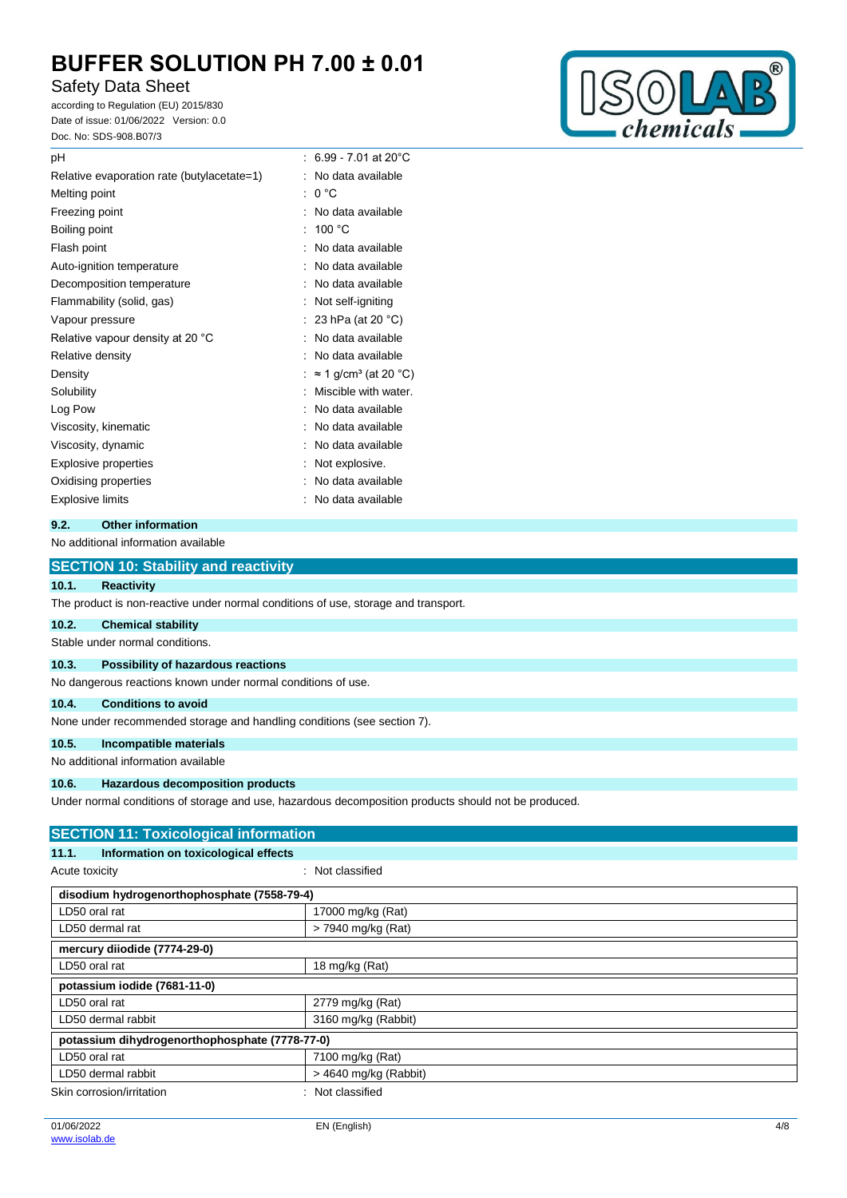| | |
|---|---|
| pH | : 6.99 - 7.01 at 20°C |
| Relative evaporation rate (butylacetate=1) | : No data available |
| Melting point | : 0 °C |
| Freezing point | : No data available |
| Boiling point | : 100 °C |
| Flash point | : No data available |
| Auto-ignition temperature | : No data available |
| Decomposition temperature | : No data available |
| Flammability (solid, gas) | : Not self-igniting |
| Vapour pressure | : 23 hPa (at 20 °C) |
| Relative vapour density at 20 °C | : No data available |
| Relative density | : No data available |
| Density | : ≈ 1 g/cm³ (at 20 °C) |
| Solubility | : Miscible with water. |
| Log Pow | : No data available |
| Viscosity, kinematic | : No data available |
| Viscosity, dynamic | : No data available |
| Explosive properties | : Not explosive. |
| Oxidising properties | : No data available |
| Explosive limits | : No data available |

### 9.2. Other information

No additional information available

## SECTION 10: Stability and reactivity

### 10.1. Reactivity

The product is non-reactive under normal conditions of use, storage and transport.

### 10.2. Chemical stability

Stable under normal conditions.

### 10.3. Possibility of hazardous reactions

No dangerous reactions known under normal conditions of use.

### 10.4. Conditions to avoid

None under recommended storage and handling conditions (see section 7).

### 10.5. Incompatible materials

No additional information available

### 10.6. Hazardous decomposition products

Under normal conditions of storage and use, hazardous decomposition products should not be produced.

## SECTION 11: Toxicological information

### 11.1. Information on toxicological effects

Acute toxicity : Not classified

| disodium hydrogenorthophosphate (7558-79-4) | |
|---|---|
| LD50 oral rat | 17000 mg/kg (Rat) |
| LD50 dermal rat | > 7940 mg/kg (Rat) |

| mercury diiodide (7774-29-0) | |
|---|---|
| LD50 oral rat | 18 mg/kg (Rat) |

| potassium iodide (7681-11-0) | |
|---|---|
| LD50 oral rat | 2779 mg/kg (Rat) |
| LD50 dermal rabbit | 3160 mg/kg (Rabbit) |

| potassium dihydrogenorthophosphate (7778-77-0) | |
|---|---|
| LD50 oral rat | 7100 mg/kg (Rat) |
| LD50 dermal rabbit | > 4640 mg/kg (Rabbit) |

Skin corrosion/irritation : Not classified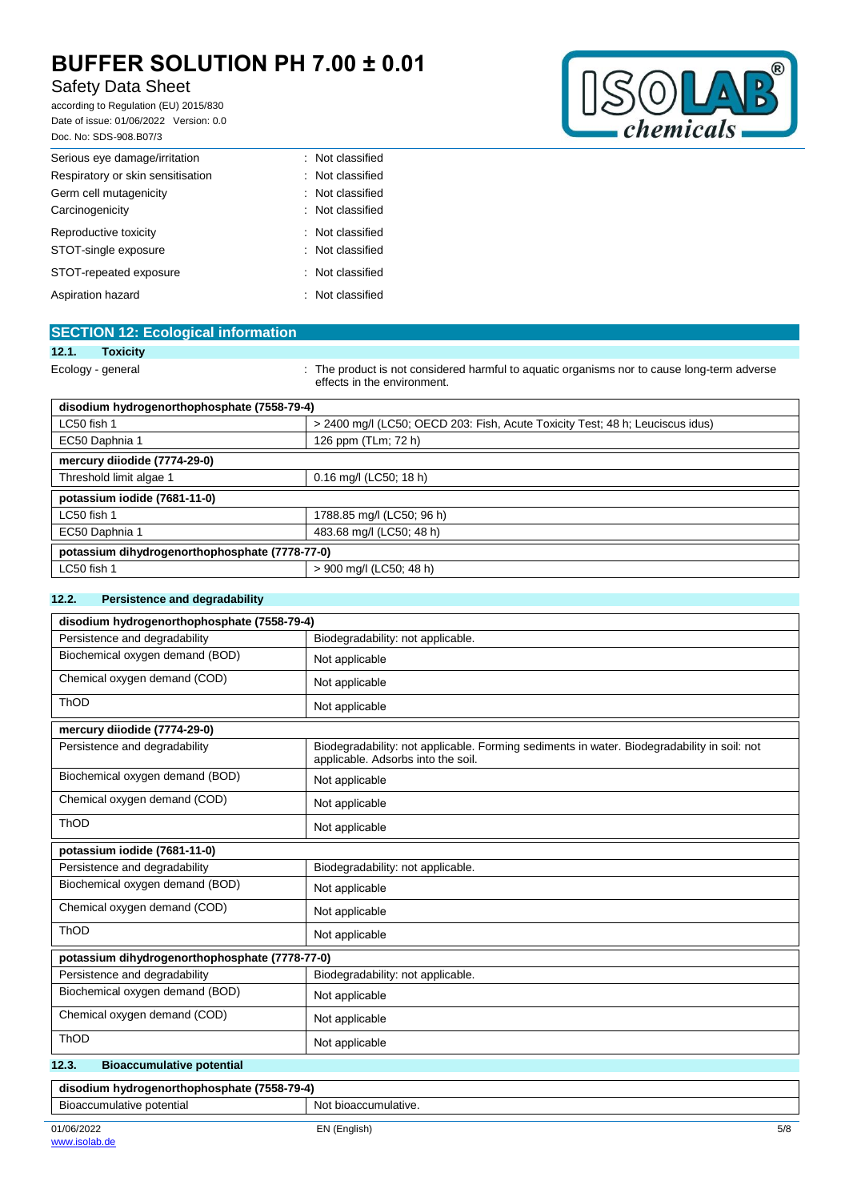| | |
|---|---|
| Serious eye damage/irritation | : Not classified |
| Respiratory or skin sensitisation | : Not classified |
| Germ cell mutagenicity | : Not classified |
| Carcinogenicity | : Not classified |
| Reproductive toxicity | : Not classified |
| STOT-single exposure | : Not classified |
| STOT-repeated exposure | : Not classified |
| Aspiration hazard | : Not classified |

## SECTION 12: Ecological information

### 12.1. Toxicity

Ecology - general : The product is not considered harmful to aquatic organisms nor to cause long-term adverse effects in the environment.

| disodium hydrogenorthophosphate (7558-79-4) | |
|---|---|
| LC50 fish 1 | > 2400 mg/l (LC50; OECD 203: Fish, Acute Toxicity Test; 48 h; Leuciscus idus) |
| EC50 Daphnia 1 | 126 ppm (TLm; 72 h) |

| mercury diiodide (7774-29-0) | |
|---|---|
| Threshold limit algae 1 | 0.16 mg/l (LC50; 18 h) |

| potassium iodide (7681-11-0) | |
|---|---|
| LC50 fish 1 | 1788.85 mg/l (LC50; 96 h) |
| EC50 Daphnia 1 | 483.68 mg/l (LC50; 48 h) |

| potassium dihydrogenorthophosphate (7778-77-0) | |
|---|---|
| LC50 fish 1 | > 900 mg/l (LC50; 48 h) |

### 12.2. Persistence and degradability

| disodium hydrogenorthophosphate (7558-79-4) | |
|---|---|
| Persistence and degradability | Biodegradability: not applicable. |
| Biochemical oxygen demand (BOD) | Not applicable |
| Chemical oxygen demand (COD) | Not applicable |
| ThOD | Not applicable |

| mercury diiodide (7774-29-0) | |
|---|---|
| Persistence and degradability | Biodegradability: not applicable. Forming sediments in water. Biodegradability in soil: not applicable. Adsorbs into the soil. |
| Biochemical oxygen demand (BOD) | Not applicable |
| Chemical oxygen demand (COD) | Not applicable |
| ThOD | Not applicable |

| potassium iodide (7681-11-0) | |
|---|---|
| Persistence and degradability | Biodegradability: not applicable. |
| Biochemical oxygen demand (BOD) | Not applicable |
| Chemical oxygen demand (COD) | Not applicable |
| ThOD | Not applicable |

| potassium dihydrogenorthophosphate (7778-77-0) | |
|---|---|
| Persistence and degradability | Biodegradability: not applicable. |
| Biochemical oxygen demand (BOD) | Not applicable |
| Chemical oxygen demand (COD) | Not applicable |
| ThOD | Not applicable |

### 12.3. Bioaccumulative potential

| disodium hydrogenorthophosphate (7558-79-4) | |
|---|---|
| Bioaccumulative potential | Not bioaccumulative. |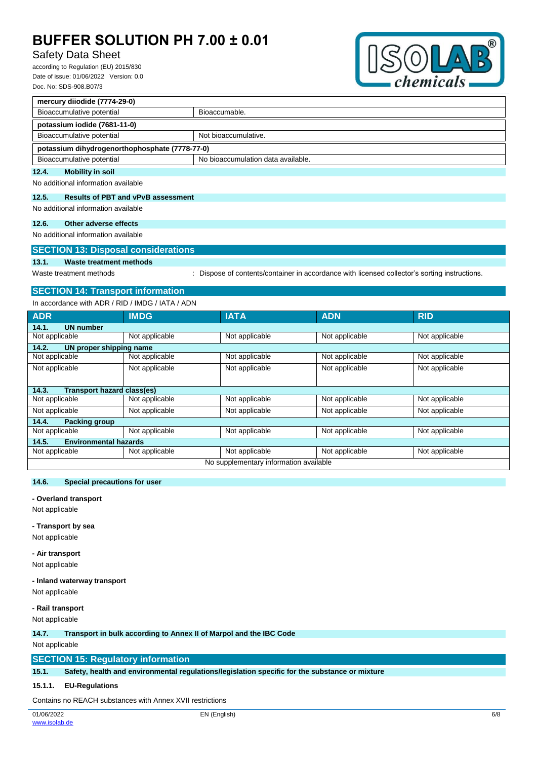| mercury diiodide (7774-29-0) | |
|---|---|
| Bioaccumulative potential | Bioaccumable. |

| potassium iodide (7681-11-0) | |
|---|---|
| Bioaccumulative potential | Not bioaccumulative. |

| potassium dihydrogenorthophosphate (7778-77-0) | |
|---|---|
| Bioaccumulative potential | No bioaccumulation data available. |

### 12.4. Mobility in soil

No additional information available

### 12.5. Results of PBT and vPvB assessment

No additional information available

### 12.6. Other adverse effects

No additional information available

## SECTION 13: Disposal considerations

### 13.1. Waste treatment methods

Waste treatment methods : Dispose of contents/container in accordance with licensed collector's sorting instructions.

## SECTION 14: Transport information

In accordance with ADR / RID / IMDG / IATA / ADN

| ADR | IMDG | IATA | ADN | RID |
|---|---|---|---|---|
| **14.1. UN number** | | | | |
| Not applicable | Not applicable | Not applicable | Not applicable | Not applicable |
| **14.2. UN proper shipping name** | | | | |
| Not applicable | Not applicable | Not applicable | Not applicable | Not applicable |
| Not applicable | Not applicable | Not applicable | Not applicable | Not applicable |
| **14.3. Transport hazard class(es)** | | | | |
| Not applicable | Not applicable | Not applicable | Not applicable | Not applicable |
| Not applicable | Not applicable | Not applicable | Not applicable | Not applicable |
| **14.4. Packing group** | | | | |
| Not applicable | Not applicable | Not applicable | Not applicable | Not applicable |
| **14.5. Environmental hazards** | | | | |
| Not applicable | Not applicable | Not applicable | Not applicable | Not applicable |
| No supplementary information available | | | | |

### 14.6. Special precautions for user

**- Overland transport**

Not applicable

**- Transport by sea**

Not applicable

**- Air transport**

Not applicable

**- Inland waterway transport**

Not applicable

**- Rail transport**

Not applicable

### 14.7. Transport in bulk according to Annex II of Marpol and the IBC Code

Not applicable

## SECTION 15: Regulatory information

### 15.1. Safety, health and environmental regulations/legislation specific for the substance or mixture

#### 15.1.1. EU-Regulations

Contains no REACH substances with Annex XVII restrictions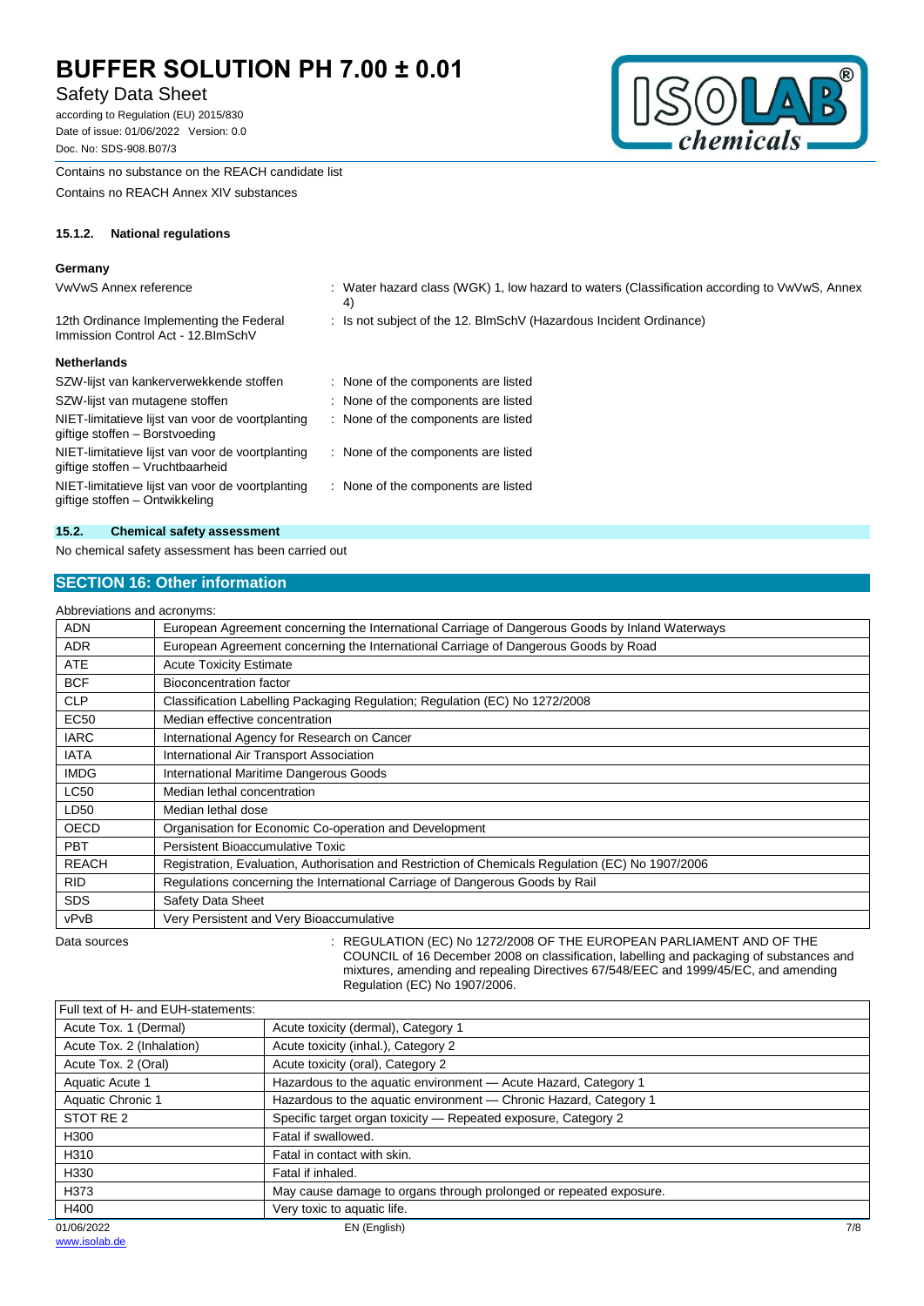Contains no substance on the REACH candidate list

Contains no REACH Annex XIV substances

#### 15.1.2. National regulations

**Germany**

| | |
|---|---|
| VwVwS Annex reference | : Water hazard class (WGK) 1, low hazard to waters (Classification according to VwVwS, Annex 4) |
| 12th Ordinance Implementing the Federal Immission Control Act - 12.BImSchV | : Is not subject of the 12. BlmSchV (Hazardous Incident Ordinance) |

**Netherlands**

| | |
|---|---|
| SZW-lijst van kankerverwekkende stoffen | : None of the components are listed |
| SZW-lijst van mutagene stoffen | : None of the components are listed |
| NIET-limitatieve lijst van voor de voortplanting giftige stoffen – Borstvoeding | : None of the components are listed |
| NIET-limitatieve lijst van voor de voortplanting giftige stoffen – Vruchtbaarheid | : None of the components are listed |
| NIET-limitatieve lijst van voor de voortplanting giftige stoffen – Ontwikkeling | : None of the components are listed |

### 15.2. Chemical safety assessment

No chemical safety assessment has been carried out

## SECTION 16: Other information

Abbreviations and acronyms:

| | |
|---|---|
| ADN | European Agreement concerning the International Carriage of Dangerous Goods by Inland Waterways |
| ADR | European Agreement concerning the International Carriage of Dangerous Goods by Road |
| ATE | Acute Toxicity Estimate |
| BCF | Bioconcentration factor |
| CLP | Classification Labelling Packaging Regulation; Regulation (EC) No 1272/2008 |
| EC50 | Median effective concentration |
| IARC | International Agency for Research on Cancer |
| IATA | International Air Transport Association |
| IMDG | International Maritime Dangerous Goods |
| LC50 | Median lethal concentration |
| LD50 | Median lethal dose |
| OECD | Organisation for Economic Co-operation and Development |
| PBT | Persistent Bioaccumulative Toxic |
| REACH | Registration, Evaluation, Authorisation and Restriction of Chemicals Regulation (EC) No 1907/2006 |
| RID | Regulations concerning the International Carriage of Dangerous Goods by Rail |
| SDS | Safety Data Sheet |
| vPvB | Very Persistent and Very Bioaccumulative |

Data sources : REGULATION (EC) No 1272/2008 OF THE EUROPEAN PARLIAMENT AND OF THE COUNCIL of 16 December 2008 on classification, labelling and packaging of substances and mixtures, amending and repealing Directives 67/548/EEC and 1999/45/EC, and amending Regulation (EC) No 1907/2006.

| Full text of H- and EUH-statements: | |
|---|---|
| Acute Tox. 1 (Dermal) | Acute toxicity (dermal), Category 1 |
| Acute Tox. 2 (Inhalation) | Acute toxicity (inhal.), Category 2 |
| Acute Tox. 2 (Oral) | Acute toxicity (oral), Category 2 |
| Aquatic Acute 1 | Hazardous to the aquatic environment — Acute Hazard, Category 1 |
| Aquatic Chronic 1 | Hazardous to the aquatic environment — Chronic Hazard, Category 1 |
| STOT RE 2 | Specific target organ toxicity — Repeated exposure, Category 2 |
| H300 | Fatal if swallowed. |
| H310 | Fatal in contact with skin. |
| H330 | Fatal if inhaled. |
| H373 | May cause damage to organs through prolonged or repeated exposure. |
| H400 | Very toxic to aquatic life. |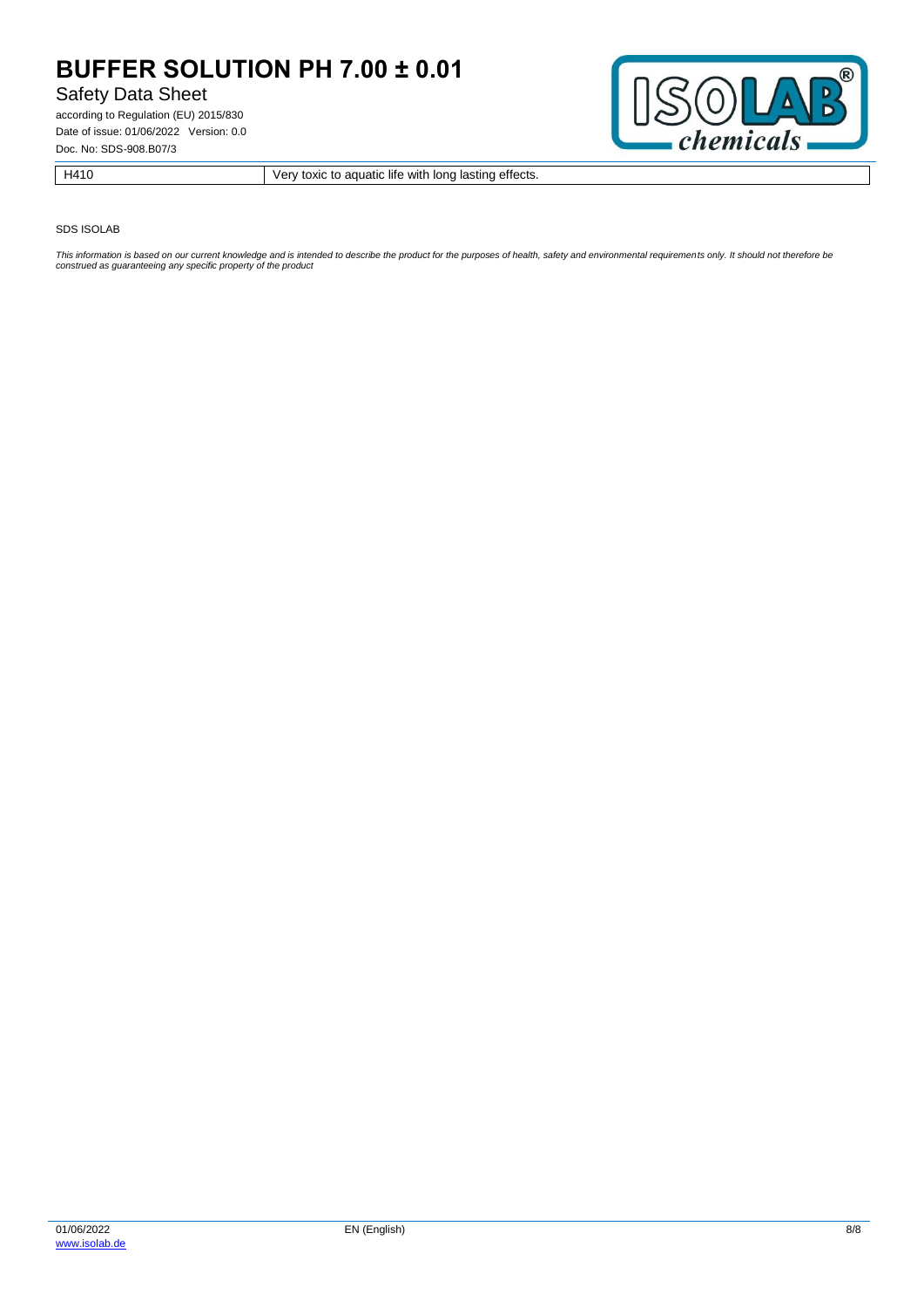| | |
|---|---|
| H410 | Very toxic to aquatic life with long lasting effects. |

SDS ISOLAB

*This information is based on our current knowledge and is intended to describe the product for the purposes of health, safety and environmental requirements only. It should not therefore be construed as guaranteeing any specific property of the product*